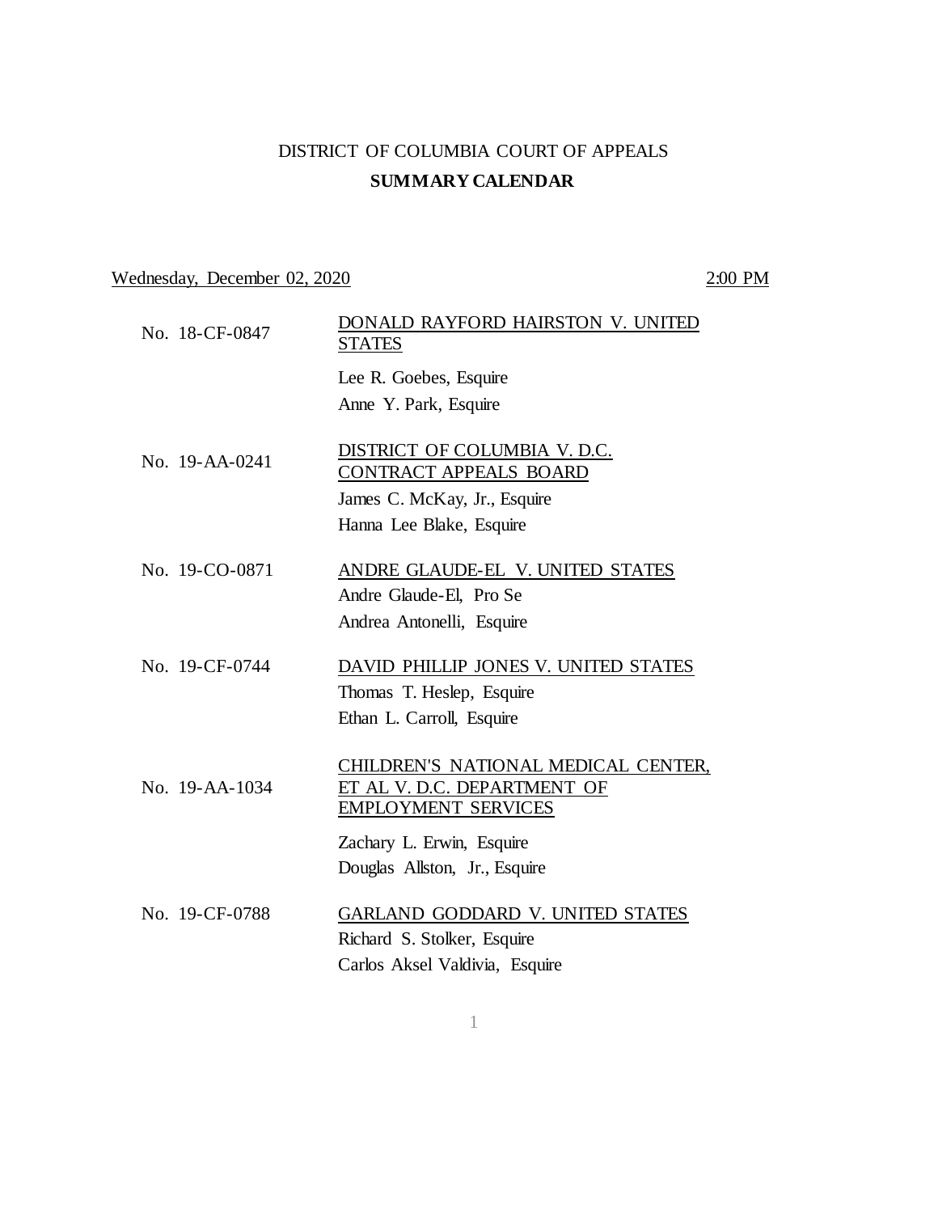# DISTRICT OF COLUMBIA COURT OF APPEALS

## SUMMARY CALENDAR

Wednesday, December 02, 2020 — 2:00 PM

| | |
|---|---|
| No. 18-CF-0847 | DONALD RAYFORD HAIRSTON V. UNITED STATES<br>Lee R. Goebes, Esquire<br>Anne Y. Park, Esquire |
| No. 19-AA-0241 | DISTRICT OF COLUMBIA V. D.C. CONTRACT APPEALS BOARD<br>James C. McKay, Jr., Esquire<br>Hanna Lee Blake, Esquire |
| No. 19-CO-0871 | ANDRE GLAUDE-EL V. UNITED STATES<br>Andre Glaude-El, Pro Se<br>Andrea Antonelli, Esquire |
| No. 19-CF-0744 | DAVID PHILLIP JONES V. UNITED STATES<br>Thomas T. Heslep, Esquire<br>Ethan L. Carroll, Esquire |
| No. 19-AA-1034 | CHILDREN'S NATIONAL MEDICAL CENTER, ET AL V. D.C. DEPARTMENT OF EMPLOYMENT SERVICES<br>Zachary L. Erwin, Esquire<br>Douglas Allston, Jr., Esquire |
| No. 19-CF-0788 | GARLAND GODDARD V. UNITED STATES<br>Richard S. Stolker, Esquire<br>Carlos Aksel Valdivia, Esquire |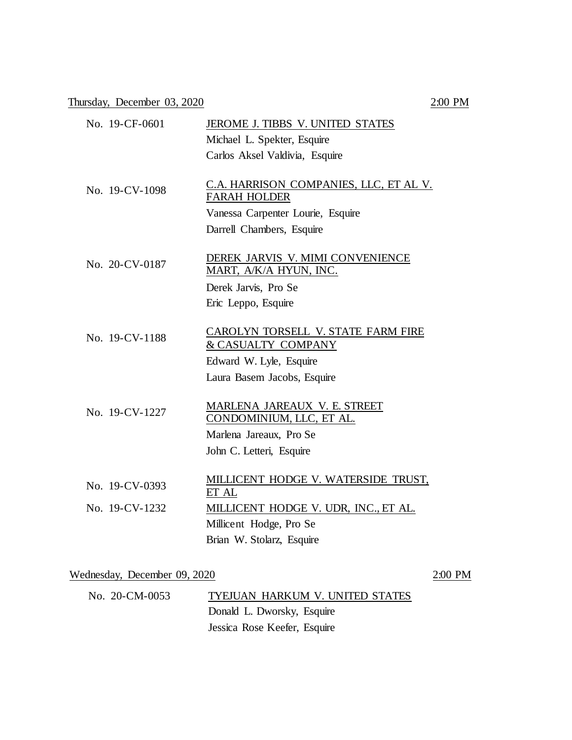Thursday, December 03, 2020 — 2:00 PM

| | |
|---|---|
| No. 19-CF-0601 | JEROME J. TIBBS V. UNITED STATES<br>Michael L. Spekter, Esquire<br>Carlos Aksel Valdivia, Esquire |
| No. 19-CV-1098 | C.A. HARRISON COMPANIES, LLC, ET AL V. FARAH HOLDER<br>Vanessa Carpenter Lourie, Esquire<br>Darrell Chambers, Esquire |
| No. 20-CV-0187 | DEREK JARVIS V. MIMI CONVENIENCE MART, A/K/A HYUN, INC.<br>Derek Jarvis, Pro Se<br>Eric Leppo, Esquire |
| No. 19-CV-1188 | CAROLYN TORSELL V. STATE FARM FIRE & CASUALTY COMPANY<br>Edward W. Lyle, Esquire<br>Laura Basem Jacobs, Esquire |
| No. 19-CV-1227 | MARLENA JAREAUX V. E. STREET CONDOMINIUM, LLC, ET AL.<br>Marlena Jareaux, Pro Se<br>John C. Letteri, Esquire |
| No. 19-CV-0393<br>No. 19-CV-1232 | MILLICENT HODGE V. WATERSIDE TRUST, ET AL<br>MILLICENT HODGE V. UDR, INC., ET AL.<br>Millicent Hodge, Pro Se<br>Brian W. Stolarz, Esquire |

Wednesday, December 09, 2020 — 2:00 PM

| | |
|---|---|
| No. 20-CM-0053 | TYEJUAN HARKUM V. UNITED STATES<br>Donald L. Dworsky, Esquire<br>Jessica Rose Keefer, Esquire |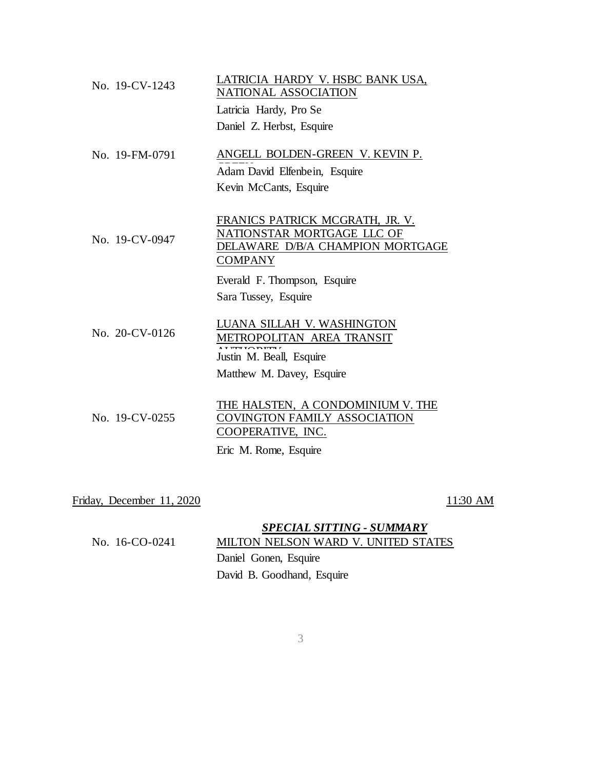No. 19-CV-1243 — <u>LATRICIA HARDY V. HSBC BANK USA, NATIONAL ASSOCIATION</u>

Latricia Hardy, Pro Se

Daniel Z. Herbst, Esquire

No. 19-FM-0791 — <u>ANGELL BOLDEN-GREEN V. KEVIN P. GREEN</u>

Adam David Elfenbein, Esquire

Kevin McCants, Esquire

No. 19-CV-0947 — <u>FRANICS PATRICK MCGRATH, JR. V. NATIONSTAR MORTGAGE LLC OF DELAWARE D/B/A CHAMPION MORTGAGE COMPANY</u>

Everald F. Thompson, Esquire

Sara Tussey, Esquire

No. 20-CV-0126 — <u>LUANA SILLAH V. WASHINGTON METROPOLITAN AREA TRANSIT AUTHORITY</u>

Justin M. Beall, Esquire

Matthew M. Davey, Esquire

No. 19-CV-0255 — <u>THE HALSTEN, A CONDOMINIUM V. THE COVINGTON FAMILY ASSOCIATION COOPERATIVE, INC.</u>

Eric M. Rome, Esquire

<u>Friday, December 11, 2020</u> <u>11:30 AM</u>

***<u>SPECIAL SITTING - SUMMARY</u>***

No. 16-CO-0241 — <u>MILTON NELSON WARD V. UNITED STATES</u>

Daniel Gonen, Esquire

David B. Goodhand, Esquire